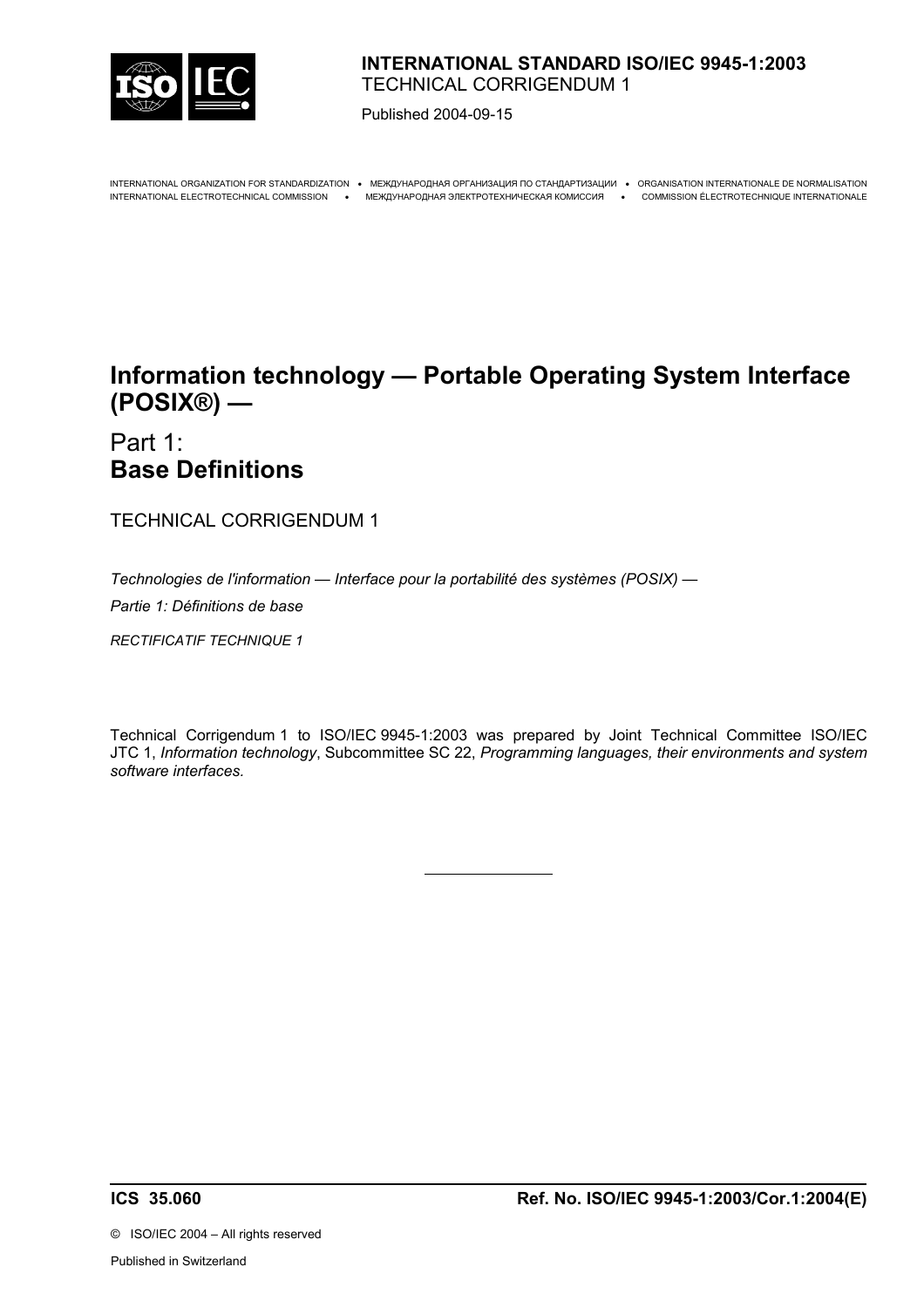**INTERNATIONAL STANDARD ISO/IEC 9945-1:2003**
TECHNICAL CORRIGENDUM 1

Published 2004-09-15

INTERNATIONAL ORGANIZATION FOR STANDARDIZATION • МЕЖДУНАРОДНАЯ ОРГАНИЗАЦИЯ ПО СТАНДАРТИЗАЦИИ • ORGANISATION INTERNATIONALE DE NORMALISATION
INTERNATIONAL ELECTROTECHNICAL COMMISSION • МЕЖДУНАРОДНАЯ ЭЛЕКТРОТЕХНИЧЕСКАЯ КОМИССИЯ • COMMISSION ÉLECTROTECHNIQUE INTERNATIONALE

# Information technology — Portable Operating System Interface (POSIX®) —

## Part 1: **Base Definitions**

TECHNICAL CORRIGENDUM 1

*Technologies de l'information — Interface pour la portabilité des systèmes (POSIX) —*

*Partie 1: Définitions de base*

*RECTIFICATIF TECHNIQUE 1*

Technical Corrigendum 1 to ISO/IEC 9945-1:2003 was prepared by Joint Technical Committee ISO/IEC JTC 1, *Information technology*, Subcommittee SC 22, *Programming languages, their environments and system software interfaces.*

---

**ICS 35.060** **Ref. No. ISO/IEC 9945-1:2003/Cor.1:2004(E)**

© ISO/IEC 2004 – All rights reserved

Published in Switzerland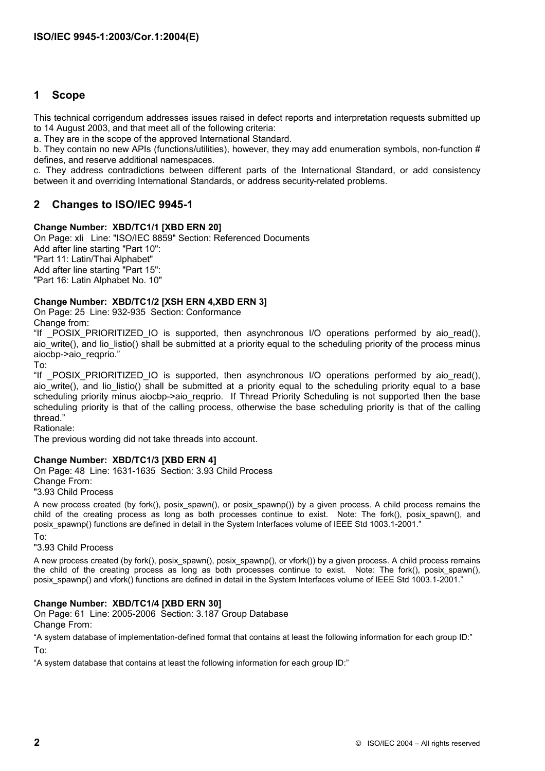## 1 Scope

This technical corrigendum addresses issues raised in defect reports and interpretation requests submitted up to 14 August 2003, and that meet all of the following criteria:

a. They are in the scope of the approved International Standard.

b. They contain no new APIs (functions/utilities), however, they may add enumeration symbols, non-function # defines, and reserve additional namespaces.

c. They address contradictions between different parts of the International Standard, or add consistency between it and overriding International Standards, or address security-related problems.

## 2 Changes to ISO/IEC 9945-1

**Change Number: XBD/TC1/1 [XBD ERN 20]**

On Page: xli Line: "ISO/IEC 8859" Section: Referenced Documents

Add after line starting "Part 10":

"Part 11: Latin/Thai Alphabet"

Add after line starting "Part 15":

"Part 16: Latin Alphabet No. 10"

**Change Number: XBD/TC1/2 [XSH ERN 4,XBD ERN 3]**

On Page: 25 Line: 932-935 Section: Conformance

Change from:

"If _POSIX_PRIORITIZED_IO is supported, then asynchronous I/O operations performed by aio_read(), aio_write(), and lio_listio() shall be submitted at a priority equal to the scheduling priority of the process minus aiocbp->aio_reqprio."

To:

"If _POSIX_PRIORITIZED_IO is supported, then asynchronous I/O operations performed by aio_read(), aio_write(), and lio_listio() shall be submitted at a priority equal to the scheduling priority equal to a base scheduling priority minus aiocbp->aio_reqprio. If Thread Priority Scheduling is not supported then the base scheduling priority is that of the calling process, otherwise the base scheduling priority is that of the calling thread."

Rationale:

The previous wording did not take threads into account.

**Change Number: XBD/TC1/3 [XBD ERN 4]**

On Page: 48 Line: 1631-1635 Section: 3.93 Child Process

Change From:

"3.93 Child Process

A new process created (by fork(), posix_spawn(), or posix_spawnp()) by a given process. A child process remains the child of the creating process as long as both processes continue to exist. Note: The fork(), posix_spawn(), and posix_spawnp() functions are defined in detail in the System Interfaces volume of IEEE Std 1003.1-2001."

To:

"3.93 Child Process

A new process created (by fork(), posix_spawn(), posix_spawnp(), or vfork()) by a given process. A child process remains the child of the creating process as long as both processes continue to exist. Note: The fork(), posix_spawn(), posix_spawnp() and vfork() functions are defined in detail in the System Interfaces volume of IEEE Std 1003.1-2001."

**Change Number: XBD/TC1/4 [XBD ERN 30]**

On Page: 61 Line: 2005-2006 Section: 3.187 Group Database

Change From:

"A system database of implementation-defined format that contains at least the following information for each group ID:"

To:

"A system database that contains at least the following information for each group ID:"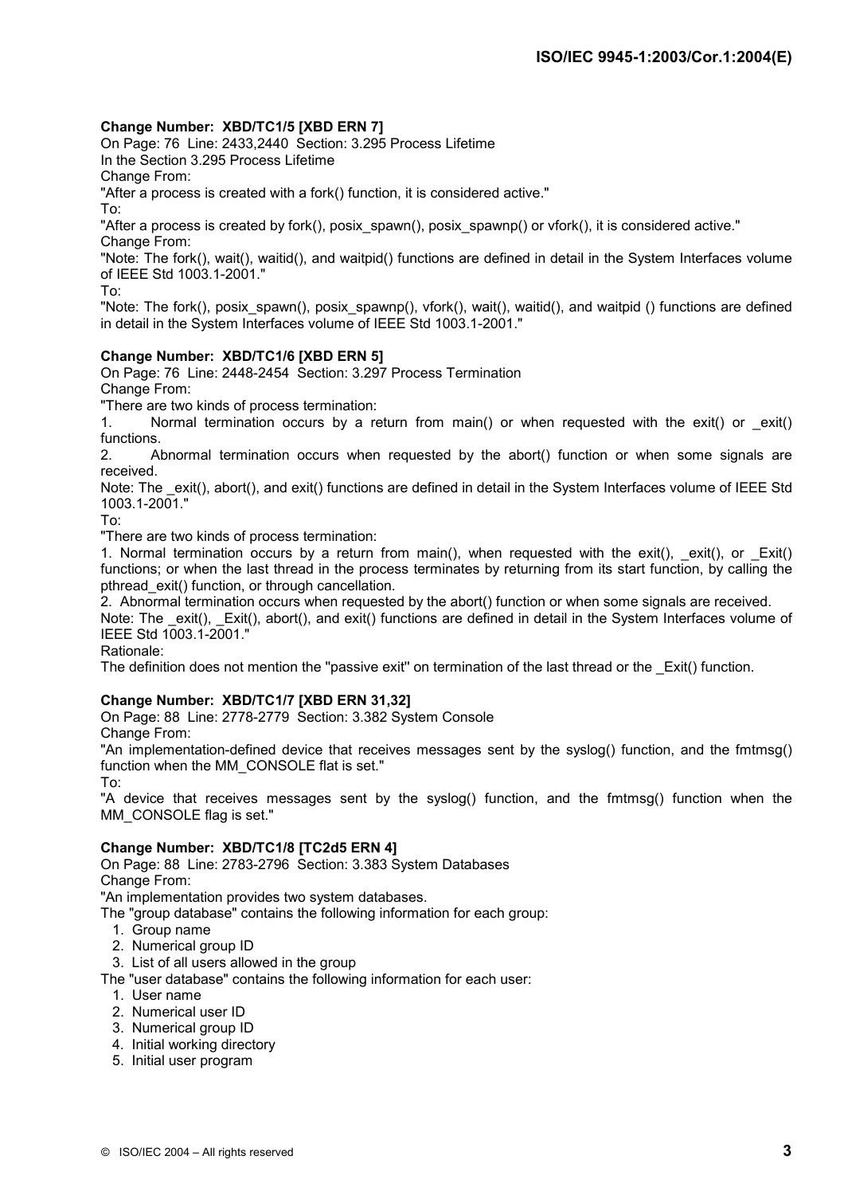**Change Number: XBD/TC1/5 [XBD ERN 7]**

On Page: 76 Line: 2433,2440 Section: 3.295 Process Lifetime

In the Section 3.295 Process Lifetime

Change From:

"After a process is created with a fork() function, it is considered active."

To:

"After a process is created by fork(), posix_spawn(), posix_spawnp() or vfork(), it is considered active."

Change From:

"Note: The fork(), wait(), waitid(), and waitpid() functions are defined in detail in the System Interfaces volume of IEEE Std 1003.1-2001."

To:

"Note: The fork(), posix_spawn(), posix_spawnp(), vfork(), wait(), waitid(), and waitpid () functions are defined in detail in the System Interfaces volume of IEEE Std 1003.1-2001."

**Change Number: XBD/TC1/6 [XBD ERN 5]**

On Page: 76 Line: 2448-2454 Section: 3.297 Process Termination

Change From:

"There are two kinds of process termination:

1. Normal termination occurs by a return from main() or when requested with the exit() or _exit() functions.
2. Abnormal termination occurs when requested by the abort() function or when some signals are received.

Note: The _exit(), abort(), and exit() functions are defined in detail in the System Interfaces volume of IEEE Std 1003.1-2001."

To:

"There are two kinds of process termination:

1. Normal termination occurs by a return from main(), when requested with the exit(), _exit(), or _Exit() functions; or when the last thread in the process terminates by returning from its start function, by calling the pthread_exit() function, or through cancellation.
2. Abnormal termination occurs when requested by the abort() function or when some signals are received.

Note: The _exit(), _Exit(), abort(), and exit() functions are defined in detail in the System Interfaces volume of IEEE Std 1003.1-2001."

Rationale:

The definition does not mention the "passive exit" on termination of the last thread or the _Exit() function.

**Change Number: XBD/TC1/7 [XBD ERN 31,32]**

On Page: 88 Line: 2778-2779 Section: 3.382 System Console

Change From:

"An implementation-defined device that receives messages sent by the syslog() function, and the fmtmsg() function when the MM_CONSOLE flat is set."

To:

"A device that receives messages sent by the syslog() function, and the fmtmsg() function when the MM_CONSOLE flag is set."

**Change Number: XBD/TC1/8 [TC2d5 ERN 4]**

On Page: 88 Line: 2783-2796 Section: 3.383 System Databases

Change From:

"An implementation provides two system databases.

The "group database" contains the following information for each group:

1. Group name
2. Numerical group ID
3. List of all users allowed in the group

The "user database" contains the following information for each user:

1. User name
2. Numerical user ID
3. Numerical group ID
4. Initial working directory
5. Initial user program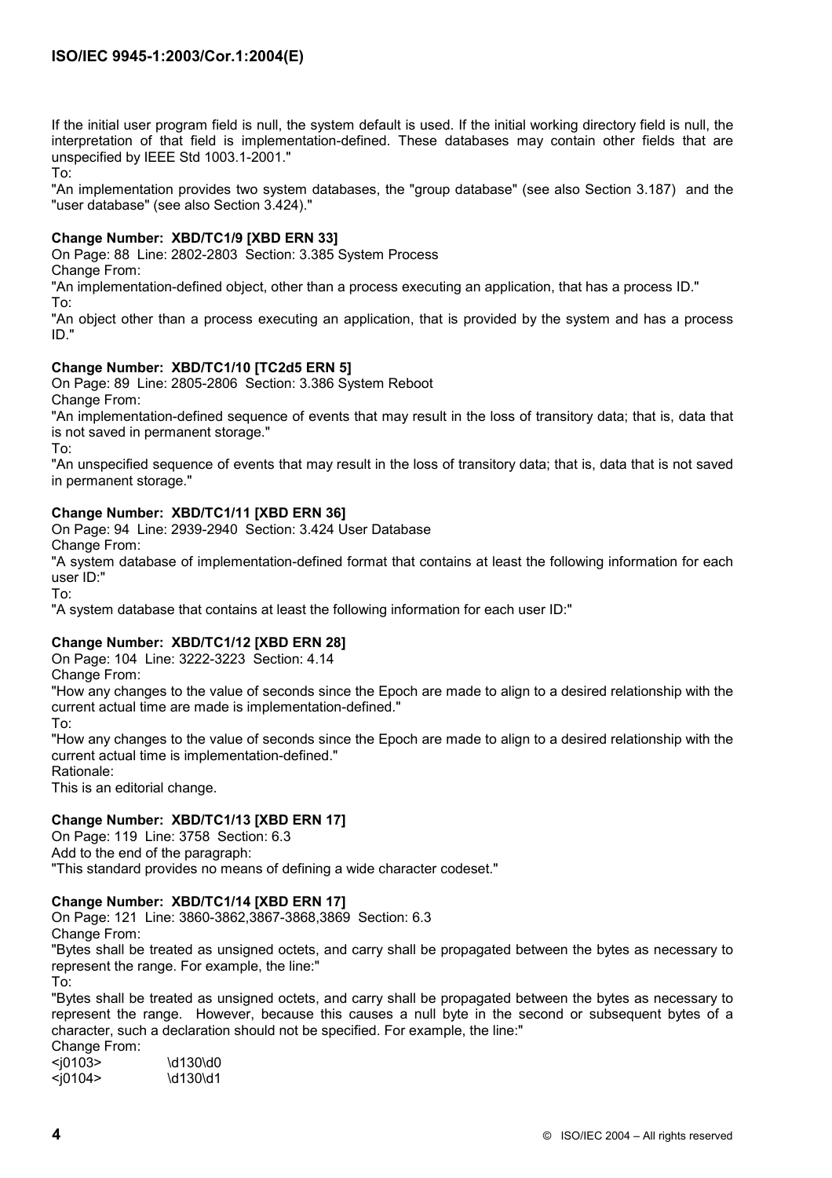If the initial user program field is null, the system default is used. If the initial working directory field is null, the interpretation of that field is implementation-defined. These databases may contain other fields that are unspecified by IEEE Std 1003.1-2001."

To:

"An implementation provides two system databases, the "group database" (see also Section 3.187) and the "user database" (see also Section 3.424)."

**Change Number: XBD/TC1/9 [XBD ERN 33]**

On Page: 88 Line: 2802-2803 Section: 3.385 System Process

Change From:

"An implementation-defined object, other than a process executing an application, that has a process ID."

To:

"An object other than a process executing an application, that is provided by the system and has a process ID."

**Change Number: XBD/TC1/10 [TC2d5 ERN 5]**

On Page: 89 Line: 2805-2806 Section: 3.386 System Reboot

Change From:

"An implementation-defined sequence of events that may result in the loss of transitory data; that is, data that is not saved in permanent storage."

To:

"An unspecified sequence of events that may result in the loss of transitory data; that is, data that is not saved in permanent storage."

**Change Number: XBD/TC1/11 [XBD ERN 36]**

On Page: 94 Line: 2939-2940 Section: 3.424 User Database

Change From:

"A system database of implementation-defined format that contains at least the following information for each user ID:"

To:

"A system database that contains at least the following information for each user ID:"

**Change Number: XBD/TC1/12 [XBD ERN 28]**

On Page: 104 Line: 3222-3223 Section: 4.14

Change From:

"How any changes to the value of seconds since the Epoch are made to align to a desired relationship with the current actual time are made is implementation-defined."

To:

"How any changes to the value of seconds since the Epoch are made to align to a desired relationship with the current actual time is implementation-defined."

Rationale:

This is an editorial change.

**Change Number: XBD/TC1/13 [XBD ERN 17]**

On Page: 119 Line: 3758 Section: 6.3

Add to the end of the paragraph:

"This standard provides no means of defining a wide character codeset."

**Change Number: XBD/TC1/14 [XBD ERN 17]**

On Page: 121 Line: 3860-3862,3867-3868,3869 Section: 6.3

Change From:

"Bytes shall be treated as unsigned octets, and carry shall be propagated between the bytes as necessary to represent the range. For example, the line:"

To:

"Bytes shall be treated as unsigned octets, and carry shall be propagated between the bytes as necessary to represent the range. However, because this causes a null byte in the second or subsequent bytes of a character, such a declaration should not be specified. For example, the line:"

Change From:

```
<j0103>        \d130\d0
<j0104>        \d130\d1
```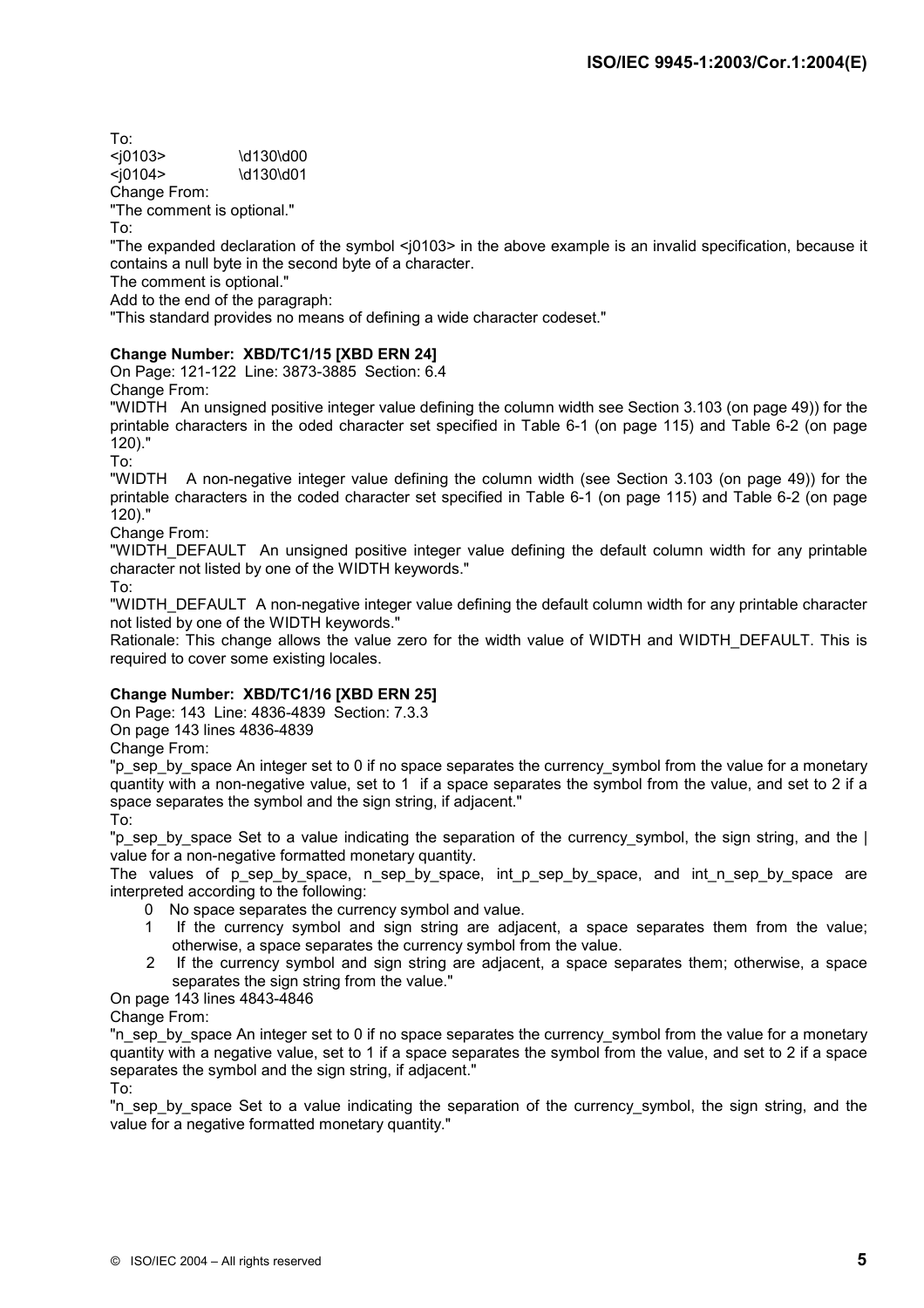To:

```
<j0103>         \d130\d00
<j0104>         \d130\d01
```

Change From:

"The comment is optional."

To:

"The expanded declaration of the symbol <j0103> in the above example is an invalid specification, because it contains a null byte in the second byte of a character.

The comment is optional."

Add to the end of the paragraph:

"This standard provides no means of defining a wide character codeset."

**Change Number: XBD/TC1/15 [XBD ERN 24]**

On Page: 121-122 Line: 3873-3885 Section: 6.4

Change From:

"WIDTH An unsigned positive integer value defining the column width see Section 3.103 (on page 49)) for the printable characters in the oded character set specified in Table 6-1 (on page 115) and Table 6-2 (on page 120)."

To:

"WIDTH A non-negative integer value defining the column width (see Section 3.103 (on page 49)) for the printable characters in the coded character set specified in Table 6-1 (on page 115) and Table 6-2 (on page 120)."

Change From:

"WIDTH_DEFAULT An unsigned positive integer value defining the default column width for any printable character not listed by one of the WIDTH keywords."

To:

"WIDTH_DEFAULT A non-negative integer value defining the default column width for any printable character not listed by one of the WIDTH keywords."

Rationale: This change allows the value zero for the width value of WIDTH and WIDTH_DEFAULT. This is required to cover some existing locales.

**Change Number: XBD/TC1/16 [XBD ERN 25]**

On Page: 143 Line: 4836-4839 Section: 7.3.3

On page 143 lines 4836-4839

Change From:

"p_sep_by_space An integer set to 0 if no space separates the currency_symbol from the value for a monetary quantity with a non-negative value, set to 1 if a space separates the symbol from the value, and set to 2 if a space separates the symbol and the sign string, if adjacent."

To:

"p_sep_by_space Set to a value indicating the separation of the currency_symbol, the sign string, and the | value for a non-negative formatted monetary quantity.

The values of p_sep_by_space, n_sep_by_space, int_p_sep_by_space, and int_n_sep_by_space are interpreted according to the following:

0 No space separates the currency symbol and value.

1 If the currency symbol and sign string are adjacent, a space separates them from the value; otherwise, a space separates the currency symbol from the value.

2 If the currency symbol and sign string are adjacent, a space separates them; otherwise, a space separates the sign string from the value."

On page 143 lines 4843-4846

Change From:

"n_sep_by_space An integer set to 0 if no space separates the currency_symbol from the value for a monetary quantity with a negative value, set to 1 if a space separates the symbol from the value, and set to 2 if a space separates the symbol and the sign string, if adjacent."

To:

"n_sep_by_space Set to a value indicating the separation of the currency_symbol, the sign string, and the value for a negative formatted monetary quantity."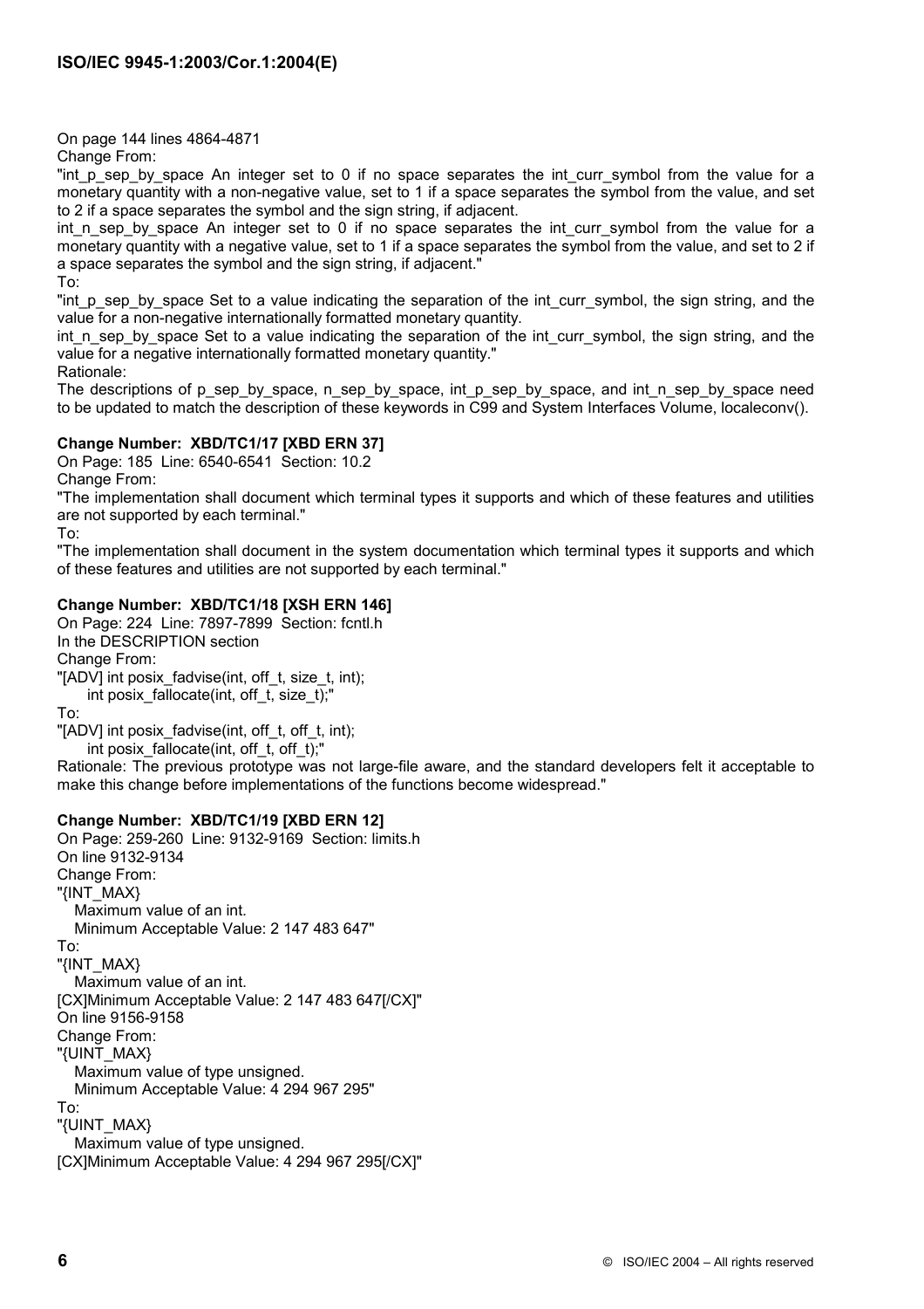On page 144 lines 4864-4871

Change From:

"int_p_sep_by_space An integer set to 0 if no space separates the int_curr_symbol from the value for a monetary quantity with a non-negative value, set to 1 if a space separates the symbol from the value, and set to 2 if a space separates the symbol and the sign string, if adjacent.

int_n_sep_by_space An integer set to 0 if no space separates the int_curr_symbol from the value for a monetary quantity with a negative value, set to 1 if a space separates the symbol from the value, and set to 2 if a space separates the symbol and the sign string, if adjacent."

To:

"int_p_sep_by_space Set to a value indicating the separation of the int_curr_symbol, the sign string, and the value for a non-negative internationally formatted monetary quantity.

int_n_sep_by_space Set to a value indicating the separation of the int_curr_symbol, the sign string, and the value for a negative internationally formatted monetary quantity."

Rationale:

The descriptions of p_sep_by_space, n_sep_by_space, int_p_sep_by_space, and int_n_sep_by_space need to be updated to match the description of these keywords in C99 and System Interfaces Volume, localeconv().

**Change Number: XBD/TC1/17 [XBD ERN 37]**

On Page: 185 Line: 6540-6541 Section: 10.2

Change From:

"The implementation shall document which terminal types it supports and which of these features and utilities are not supported by each terminal."

To:

"The implementation shall document in the system documentation which terminal types it supports and which of these features and utilities are not supported by each terminal."

**Change Number: XBD/TC1/18 [XSH ERN 146]**

On Page: 224 Line: 7897-7899 Section: fcntl.h

In the DESCRIPTION section

Change From:

"[ADV] int posix_fadvise(int, off_t, size_t, int);
    int posix_fallocate(int, off_t, size_t);"

To:

"[ADV] int posix_fadvise(int, off_t, off_t, int);
    int posix_fallocate(int, off_t, off_t);"

Rationale: The previous prototype was not large-file aware, and the standard developers felt it acceptable to make this change before implementations of the functions become widespread."

**Change Number: XBD/TC1/19 [XBD ERN 12]**

On Page: 259-260 Line: 9132-9169 Section: limits.h

On line 9132-9134

Change From:

"{INT_MAX}
  Maximum value of an int.
  Minimum Acceptable Value: 2 147 483 647"

To:

"{INT_MAX}
  Maximum value of an int.
[CX]Minimum Acceptable Value: 2 147 483 647[/CX]"

On line 9156-9158

Change From:

"{UINT_MAX}
  Maximum value of type unsigned.
  Minimum Acceptable Value: 4 294 967 295"

To:

"{UINT_MAX}
  Maximum value of type unsigned.
[CX]Minimum Acceptable Value: 4 294 967 295[/CX]"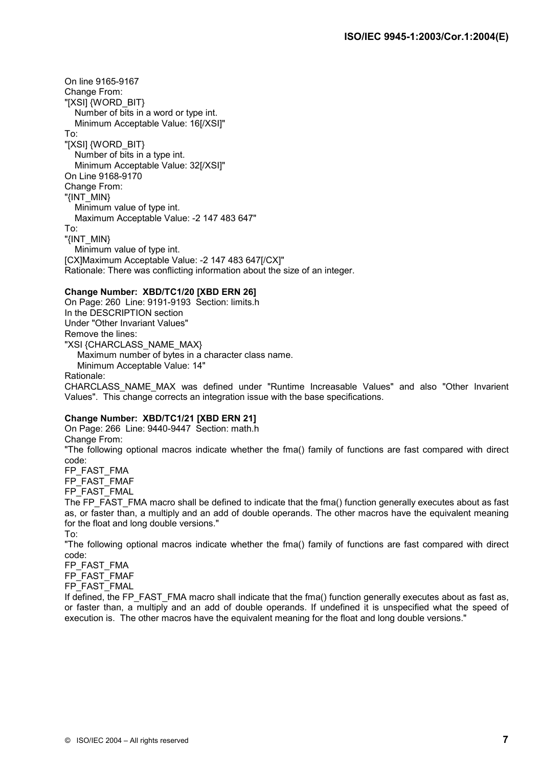On line 9165-9167
Change From:
"[XSI] {WORD_BIT}
Number of bits in a word or type int.
Minimum Acceptable Value: 16[/XSI]"
To:
"[XSI] {WORD_BIT}
Number of bits in a type int.
Minimum Acceptable Value: 32[/XSI]"
On Line 9168-9170
Change From:
"{INT_MIN}
Minimum value of type int.
Maximum Acceptable Value: -2 147 483 647"
To:
"{INT_MIN}
Minimum value of type int.
[CX]Maximum Acceptable Value: -2 147 483 647[/CX]"
Rationale: There was conflicting information about the size of an integer.

**Change Number: XBD/TC1/20 [XBD ERN 26]**

On Page: 260 Line: 9191-9193 Section: limits.h
In the DESCRIPTION section
Under "Other Invariant Values"
Remove the lines:
"XSI {CHARCLASS_NAME_MAX}
Maximum number of bytes in a character class name.
Minimum Acceptable Value: 14"
Rationale:
CHARCLASS_NAME_MAX was defined under "Runtime Increasable Values" and also "Other Invarient Values". This change corrects an integration issue with the base specifications.

**Change Number: XBD/TC1/21 [XBD ERN 21]**

On Page: 266 Line: 9440-9447 Section: math.h
Change From:
"The following optional macros indicate whether the fma() family of functions are fast compared with direct code:
FP_FAST_FMA
FP_FAST_FMAF
FP_FAST_FMAL
The FP_FAST_FMA macro shall be defined to indicate that the fma() function generally executes about as fast as, or faster than, a multiply and an add of double operands. The other macros have the equivalent meaning for the float and long double versions."
To:
"The following optional macros indicate whether the fma() family of functions are fast compared with direct code:
FP_FAST_FMA
FP_FAST_FMAF
FP_FAST_FMAL
If defined, the FP_FAST_FMA macro shall indicate that the fma() function generally executes about as fast as, or faster than, a multiply and an add of double operands. If undefined it is unspecified what the speed of execution is. The other macros have the equivalent meaning for the float and long double versions."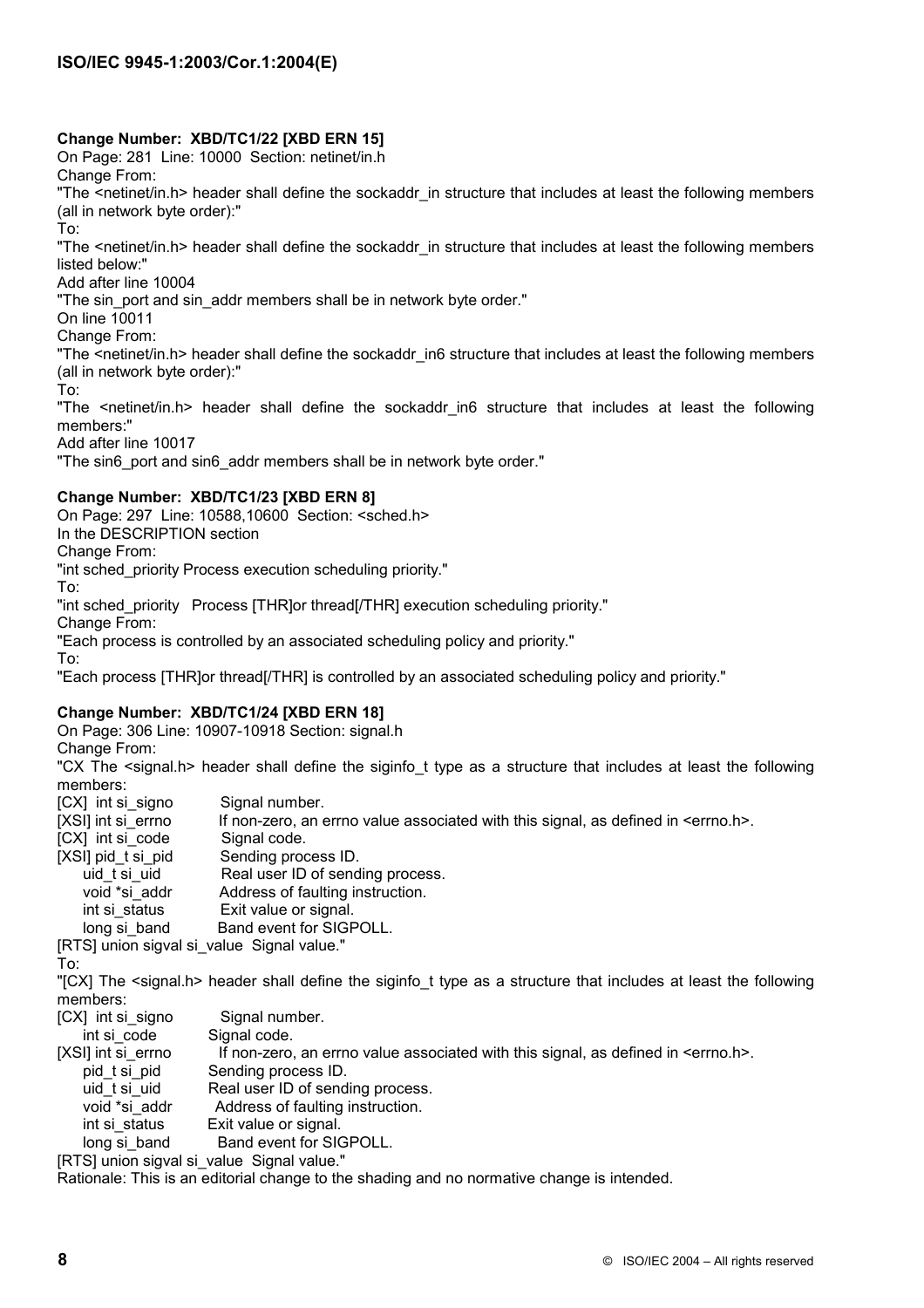**Change Number: XBD/TC1/22 [XBD ERN 15]**

On Page: 281 Line: 10000 Section: netinet/in.h

Change From:

"The <netinet/in.h> header shall define the sockaddr_in structure that includes at least the following members (all in network byte order):"

To:

"The <netinet/in.h> header shall define the sockaddr_in structure that includes at least the following members listed below:"

Add after line 10004

"The sin_port and sin_addr members shall be in network byte order."

On line 10011

Change From:

"The <netinet/in.h> header shall define the sockaddr_in6 structure that includes at least the following members (all in network byte order):"

To:

"The <netinet/in.h> header shall define the sockaddr_in6 structure that includes at least the following members:"

Add after line 10017

"The sin6_port and sin6_addr members shall be in network byte order."

**Change Number: XBD/TC1/23 [XBD ERN 8]**

On Page: 297 Line: 10588,10600 Section: <sched.h>

In the DESCRIPTION section

Change From:

"int sched_priority Process execution scheduling priority."

To:

"int sched_priority Process [THR]or thread[/THR] execution scheduling priority."

Change From:

"Each process is controlled by an associated scheduling policy and priority."

To:

"Each process [THR]or thread[/THR] is controlled by an associated scheduling policy and priority."

**Change Number: XBD/TC1/24 [XBD ERN 18]**

On Page: 306 Line: 10907-10918 Section: signal.h

Change From:

"CX The <signal.h> header shall define the siginfo_t type as a structure that includes at least the following members:

```
[CX]  int si_signo        Signal number.
[XSI] int si_errno        If non-zero, an errno value associated with this signal, as defined in <errno.h>.
[CX]  int si_code         Signal code.
[XSI] pid_t si_pid        Sending process ID.
      uid_t si_uid        Real user ID of sending process.
      void *si_addr       Address of faulting instruction.
      int si_status       Exit value or signal.
      long si_band        Band event for SIGPOLL.
[RTS] union sigval si_value  Signal value."
```

To:

"[CX] The <signal.h> header shall define the siginfo_t type as a structure that includes at least the following members:

```
[CX]  int si_signo        Signal number.
      int si_code         Signal code.
[XSI] int si_errno        If non-zero, an errno value associated with this signal, as defined in <errno.h>.
      pid_t si_pid        Sending process ID.
      uid_t si_uid        Real user ID of sending process.
      void *si_addr       Address of faulting instruction.
      int si_status       Exit value or signal.
      long si_band        Band event for SIGPOLL.
[RTS] union sigval si_value  Signal value."
```

Rationale: This is an editorial change to the shading and no normative change is intended.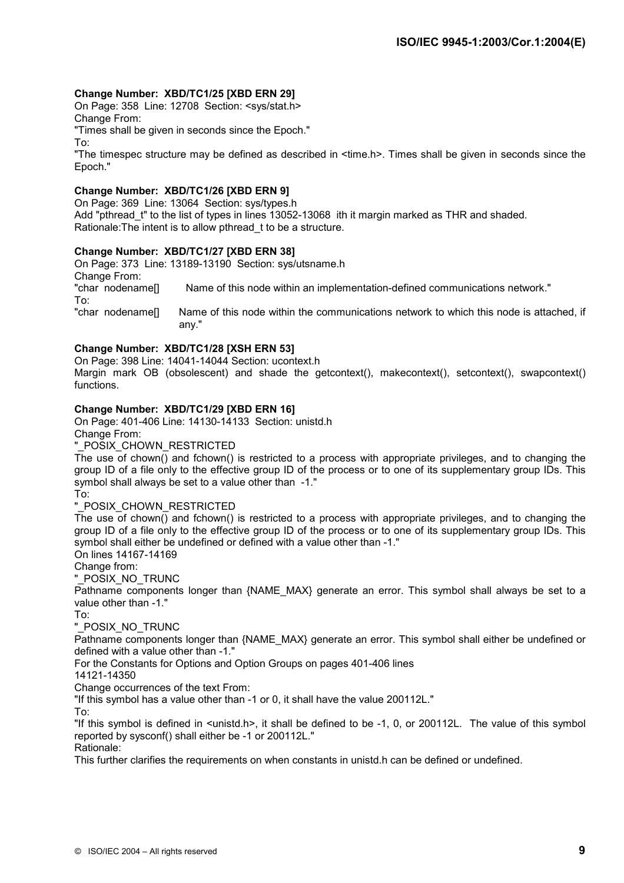**Change Number: XBD/TC1/25 [XBD ERN 29]**

On Page: 358 Line: 12708 Section: <sys/stat.h>

Change From:

"Times shall be given in seconds since the Epoch."

To:

"The timespec structure may be defined as described in <time.h>. Times shall be given in seconds since the Epoch."

**Change Number: XBD/TC1/26 [XBD ERN 9]**

On Page: 369 Line: 13064 Section: sys/types.h

Add "pthread_t" to the list of types in lines 13052-13068 ith it margin marked as THR and shaded.

Rationale:The intent is to allow pthread_t to be a structure.

**Change Number: XBD/TC1/27 [XBD ERN 38]**

On Page: 373 Line: 13189-13190 Section: sys/utsname.h

Change From:

"char nodename[]  Name of this node within an implementation-defined communications network."

To:

"char nodename[]  Name of this node within the communications network to which this node is attached, if any."

**Change Number: XBD/TC1/28 [XSH ERN 53]**

On Page: 398 Line: 14041-14044 Section: ucontext.h

Margin mark OB (obsolescent) and shade the getcontext(), makecontext(), setcontext(), swapcontext() functions.

**Change Number: XBD/TC1/29 [XBD ERN 16]**

On Page: 401-406 Line: 14130-14133 Section: unistd.h

Change From:

"_POSIX_CHOWN_RESTRICTED

The use of chown() and fchown() is restricted to a process with appropriate privileges, and to changing the group ID of a file only to the effective group ID of the process or to one of its supplementary group IDs. This symbol shall always be set to a value other than -1."

To:

"_POSIX_CHOWN_RESTRICTED

The use of chown() and fchown() is restricted to a process with appropriate privileges, and to changing the group ID of a file only to the effective group ID of the process or to one of its supplementary group IDs. This symbol shall either be undefined or defined with a value other than -1."

On lines 14167-14169

Change from:

"_POSIX_NO_TRUNC

Pathname components longer than {NAME_MAX} generate an error. This symbol shall always be set to a value other than -1."

To:

"_POSIX_NO_TRUNC

Pathname components longer than {NAME_MAX} generate an error. This symbol shall either be undefined or defined with a value other than -1."

For the Constants for Options and Option Groups on pages 401-406 lines 14121-14350

Change occurrences of the text From:

"If this symbol has a value other than -1 or 0, it shall have the value 200112L."

To:

"If this symbol is defined in <unistd.h>, it shall be defined to be -1, 0, or 200112L. The value of this symbol reported by sysconf() shall either be -1 or 200112L."

Rationale:

This further clarifies the requirements on when constants in unistd.h can be defined or undefined.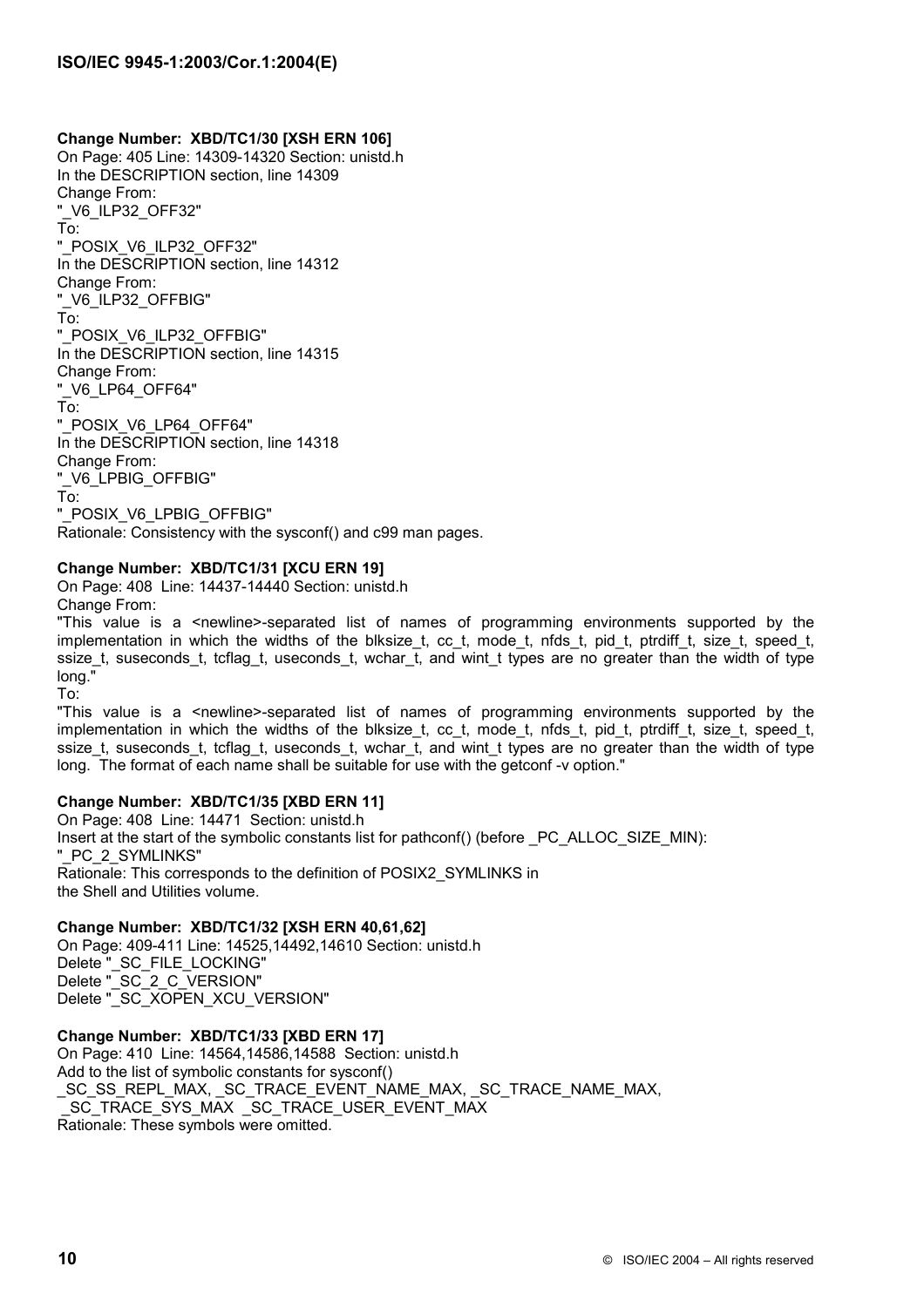**Change Number: XBD/TC1/30 [XSH ERN 106]**

On Page: 405 Line: 14309-14320 Section: unistd.h
In the DESCRIPTION section, line 14309
Change From:
"_V6_ILP32_OFF32"
To:
"_POSIX_V6_ILP32_OFF32"
In the DESCRIPTION section, line 14312
Change From:
"_V6_ILP32_OFFBIG"
To:
"_POSIX_V6_ILP32_OFFBIG"
In the DESCRIPTION section, line 14315
Change From:
"_V6_LP64_OFF64"
To:
"_POSIX_V6_LP64_OFF64"
In the DESCRIPTION section, line 14318
Change From:
"_V6_LPBIG_OFFBIG"
To:
"_POSIX_V6_LPBIG_OFFBIG"
Rationale: Consistency with the sysconf() and c99 man pages.

**Change Number: XBD/TC1/31 [XCU ERN 19]**

On Page: 408 Line: 14437-14440 Section: unistd.h
Change From:
"This value is a <newline>-separated list of names of programming environments supported by the implementation in which the widths of the blksize_t, cc_t, mode_t, nfds_t, pid_t, ptrdiff_t, size_t, speed_t, ssize_t, suseconds_t, tcflag_t, useconds_t, wchar_t, and wint_t types are no greater than the width of type long."
To:
"This value is a <newline>-separated list of names of programming environments supported by the implementation in which the widths of the blksize_t, cc_t, mode_t, nfds_t, pid_t, ptrdiff_t, size_t, speed_t, ssize_t, suseconds_t, tcflag_t, useconds_t, wchar_t, and wint_t types are no greater than the width of type long. The format of each name shall be suitable for use with the getconf -v option."

**Change Number: XBD/TC1/35 [XBD ERN 11]**

On Page: 408 Line: 14471 Section: unistd.h
Insert at the start of the symbolic constants list for pathconf() (before _PC_ALLOC_SIZE_MIN):
"_PC_2_SYMLINKS"
Rationale: This corresponds to the definition of POSIX2_SYMLINKS in the Shell and Utilities volume.

**Change Number: XBD/TC1/32 [XSH ERN 40,61,62]**

On Page: 409-411 Line: 14525,14492,14610 Section: unistd.h
Delete "_SC_FILE_LOCKING"
Delete "_SC_2_C_VERSION"
Delete "_SC_XOPEN_XCU_VERSION"

**Change Number: XBD/TC1/33 [XBD ERN 17]**

On Page: 410 Line: 14564,14586,14588 Section: unistd.h
Add to the list of symbolic constants for sysconf()
_SC_SS_REPL_MAX, _SC_TRACE_EVENT_NAME_MAX, _SC_TRACE_NAME_MAX,
_SC_TRACE_SYS_MAX _SC_TRACE_USER_EVENT_MAX
Rationale: These symbols were omitted.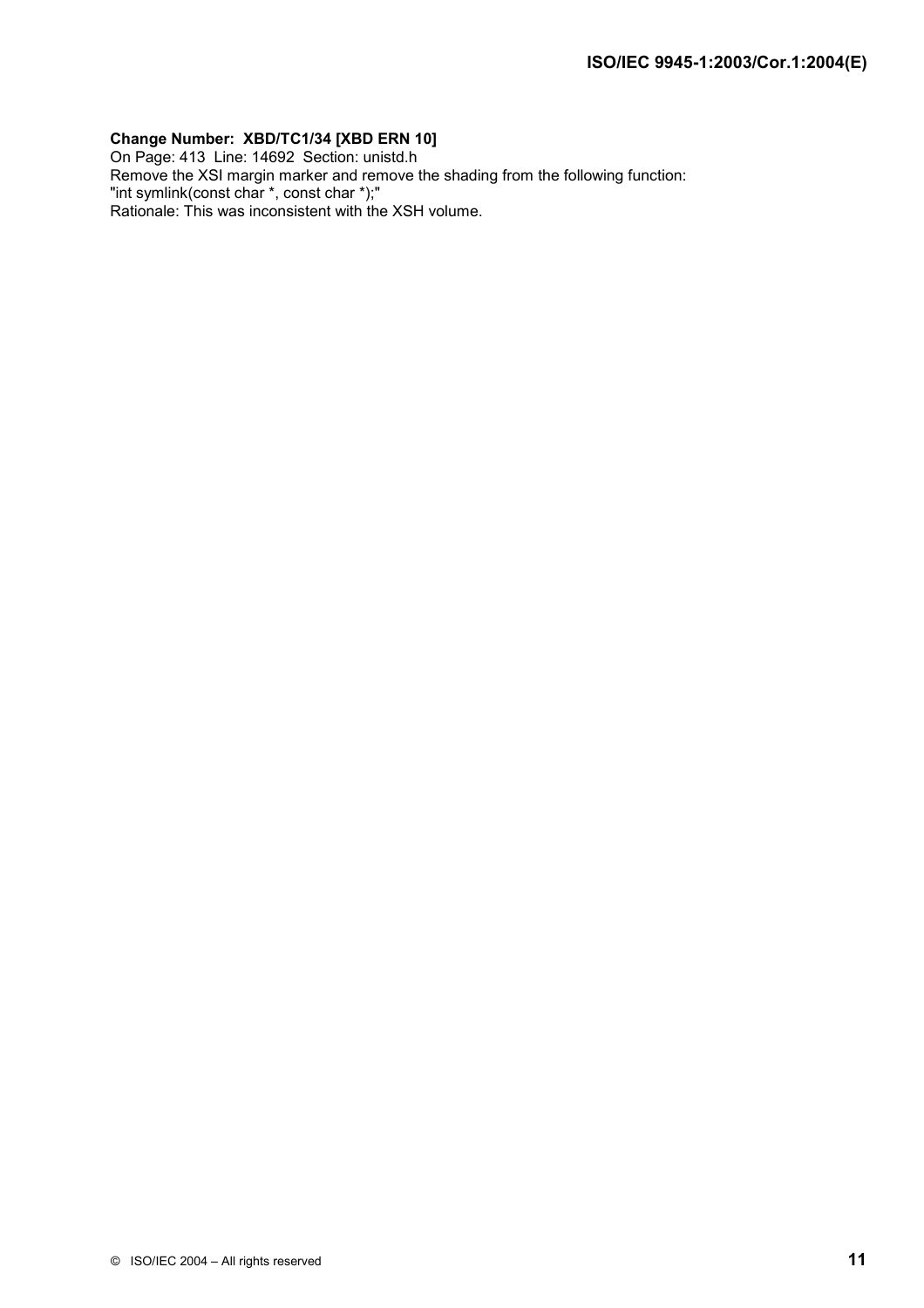**Change Number: XBD/TC1/34 [XBD ERN 10]**

On Page: 413 Line: 14692 Section: unistd.h

Remove the XSI margin marker and remove the shading from the following function:

"int symlink(const char *, const char *);"

Rationale: This was inconsistent with the XSH volume.